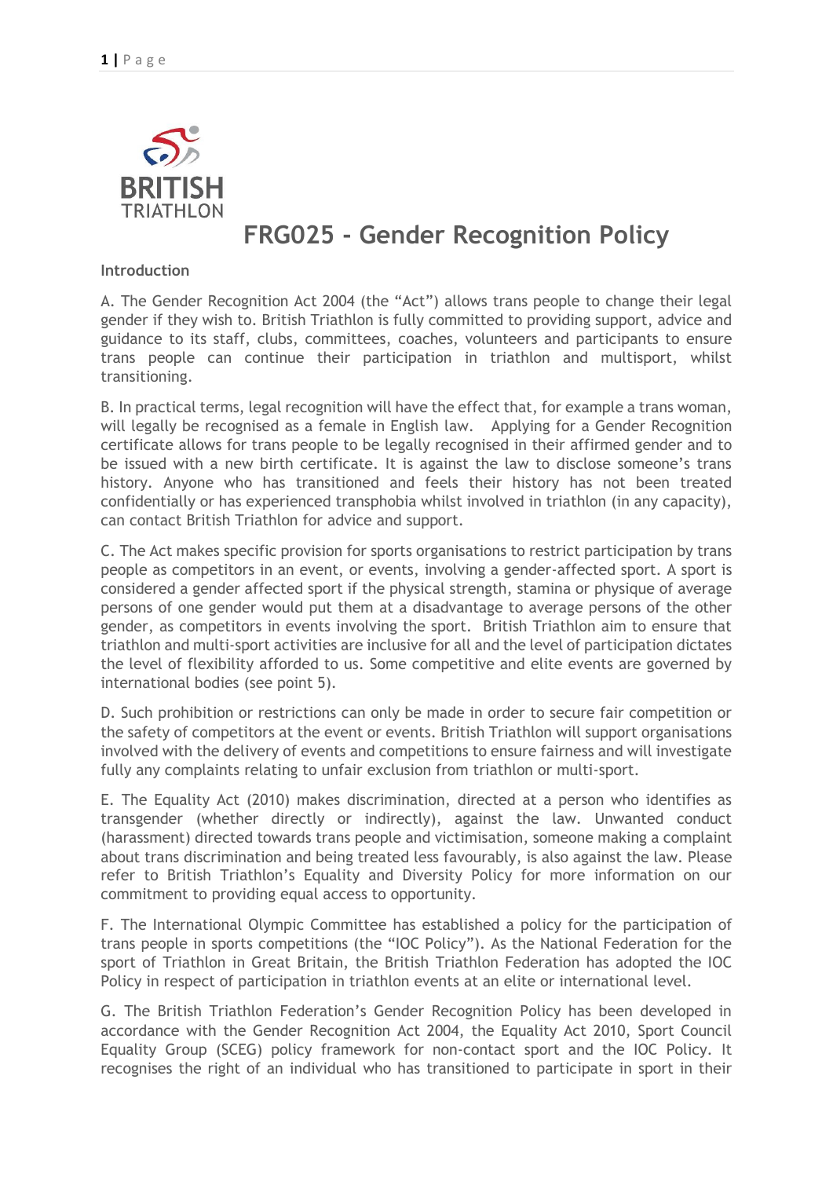BRITISH TRIATHLON

# FRG025 - Gender Recognition Policy

**Introduction**

A. The Gender Recognition Act 2004 (the "Act") allows trans people to change their legal gender if they wish to. British Triathlon is fully committed to providing support, advice and guidance to its staff, clubs, committees, coaches, volunteers and participants to ensure trans people can continue their participation in triathlon and multisport, whilst transitioning.

B. In practical terms, legal recognition will have the effect that, for example a trans woman, will legally be recognised as a female in English law. Applying for a Gender Recognition certificate allows for trans people to be legally recognised in their affirmed gender and to be issued with a new birth certificate. It is against the law to disclose someone's trans history. Anyone who has transitioned and feels their history has not been treated confidentially or has experienced transphobia whilst involved in triathlon (in any capacity), can contact British Triathlon for advice and support.

C. The Act makes specific provision for sports organisations to restrict participation by trans people as competitors in an event, or events, involving a gender-affected sport. A sport is considered a gender affected sport if the physical strength, stamina or physique of average persons of one gender would put them at a disadvantage to average persons of the other gender, as competitors in events involving the sport. British Triathlon aim to ensure that triathlon and multi-sport activities are inclusive for all and the level of participation dictates the level of flexibility afforded to us. Some competitive and elite events are governed by international bodies (see point 5).

D. Such prohibition or restrictions can only be made in order to secure fair competition or the safety of competitors at the event or events. British Triathlon will support organisations involved with the delivery of events and competitions to ensure fairness and will investigate fully any complaints relating to unfair exclusion from triathlon or multi-sport.

E. The Equality Act (2010) makes discrimination, directed at a person who identifies as transgender (whether directly or indirectly), against the law. Unwanted conduct (harassment) directed towards trans people and victimisation, someone making a complaint about trans discrimination and being treated less favourably, is also against the law. Please refer to British Triathlon's Equality and Diversity Policy for more information on our commitment to providing equal access to opportunity.

F. The International Olympic Committee has established a policy for the participation of trans people in sports competitions (the "IOC Policy"). As the National Federation for the sport of Triathlon in Great Britain, the British Triathlon Federation has adopted the IOC Policy in respect of participation in triathlon events at an elite or international level.

G. The British Triathlon Federation's Gender Recognition Policy has been developed in accordance with the Gender Recognition Act 2004, the Equality Act 2010, Sport Council Equality Group (SCEG) policy framework for non-contact sport and the IOC Policy. It recognises the right of an individual who has transitioned to participate in sport in their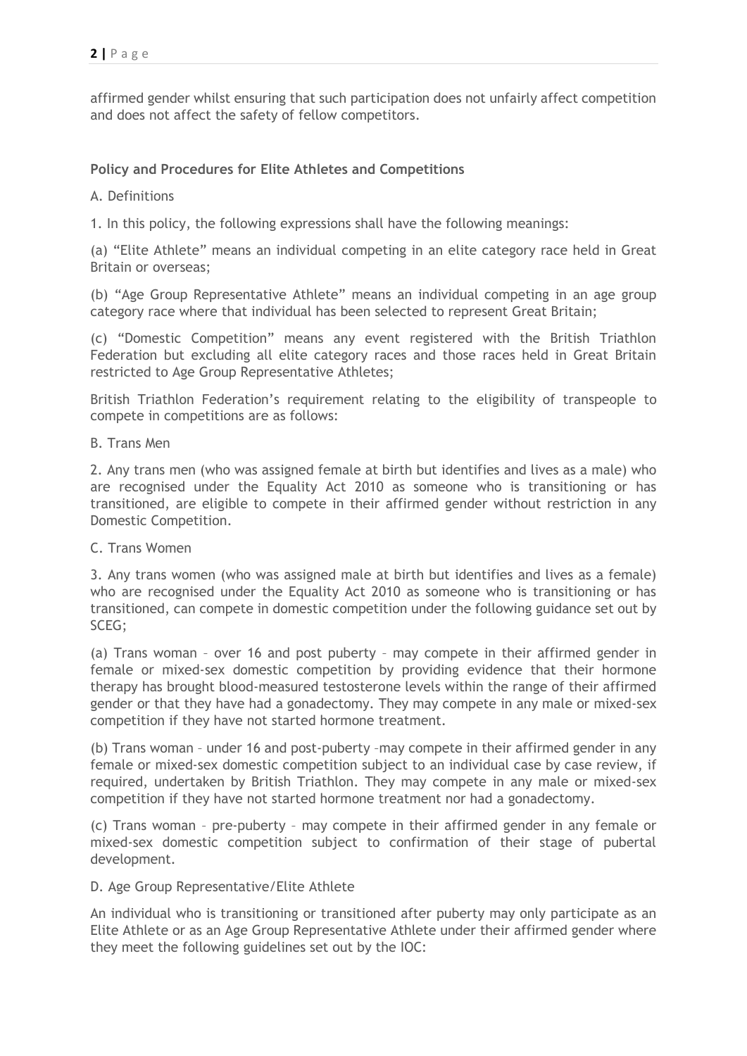affirmed gender whilst ensuring that such participation does not unfairly affect competition and does not affect the safety of fellow competitors.

**Policy and Procedures for Elite Athletes and Competitions**

A. Definitions

1. In this policy, the following expressions shall have the following meanings:

(a) "Elite Athlete" means an individual competing in an elite category race held in Great Britain or overseas;

(b) "Age Group Representative Athlete" means an individual competing in an age group category race where that individual has been selected to represent Great Britain;

(c) "Domestic Competition" means any event registered with the British Triathlon Federation but excluding all elite category races and those races held in Great Britain restricted to Age Group Representative Athletes;

British Triathlon Federation's requirement relating to the eligibility of transpeople to compete in competitions are as follows:

B. Trans Men

2. Any trans men (who was assigned female at birth but identifies and lives as a male) who are recognised under the Equality Act 2010 as someone who is transitioning or has transitioned, are eligible to compete in their affirmed gender without restriction in any Domestic Competition.

C. Trans Women

3. Any trans women (who was assigned male at birth but identifies and lives as a female) who are recognised under the Equality Act 2010 as someone who is transitioning or has transitioned, can compete in domestic competition under the following guidance set out by SCEG;

(a) Trans woman – over 16 and post puberty – may compete in their affirmed gender in female or mixed-sex domestic competition by providing evidence that their hormone therapy has brought blood-measured testosterone levels within the range of their affirmed gender or that they have had a gonadectomy. They may compete in any male or mixed-sex competition if they have not started hormone treatment.

(b) Trans woman – under 16 and post-puberty –may compete in their affirmed gender in any female or mixed-sex domestic competition subject to an individual case by case review, if required, undertaken by British Triathlon. They may compete in any male or mixed-sex competition if they have not started hormone treatment nor had a gonadectomy.

(c) Trans woman – pre-puberty – may compete in their affirmed gender in any female or mixed-sex domestic competition subject to confirmation of their stage of pubertal development.

D. Age Group Representative/Elite Athlete

An individual who is transitioning or transitioned after puberty may only participate as an Elite Athlete or as an Age Group Representative Athlete under their affirmed gender where they meet the following guidelines set out by the IOC: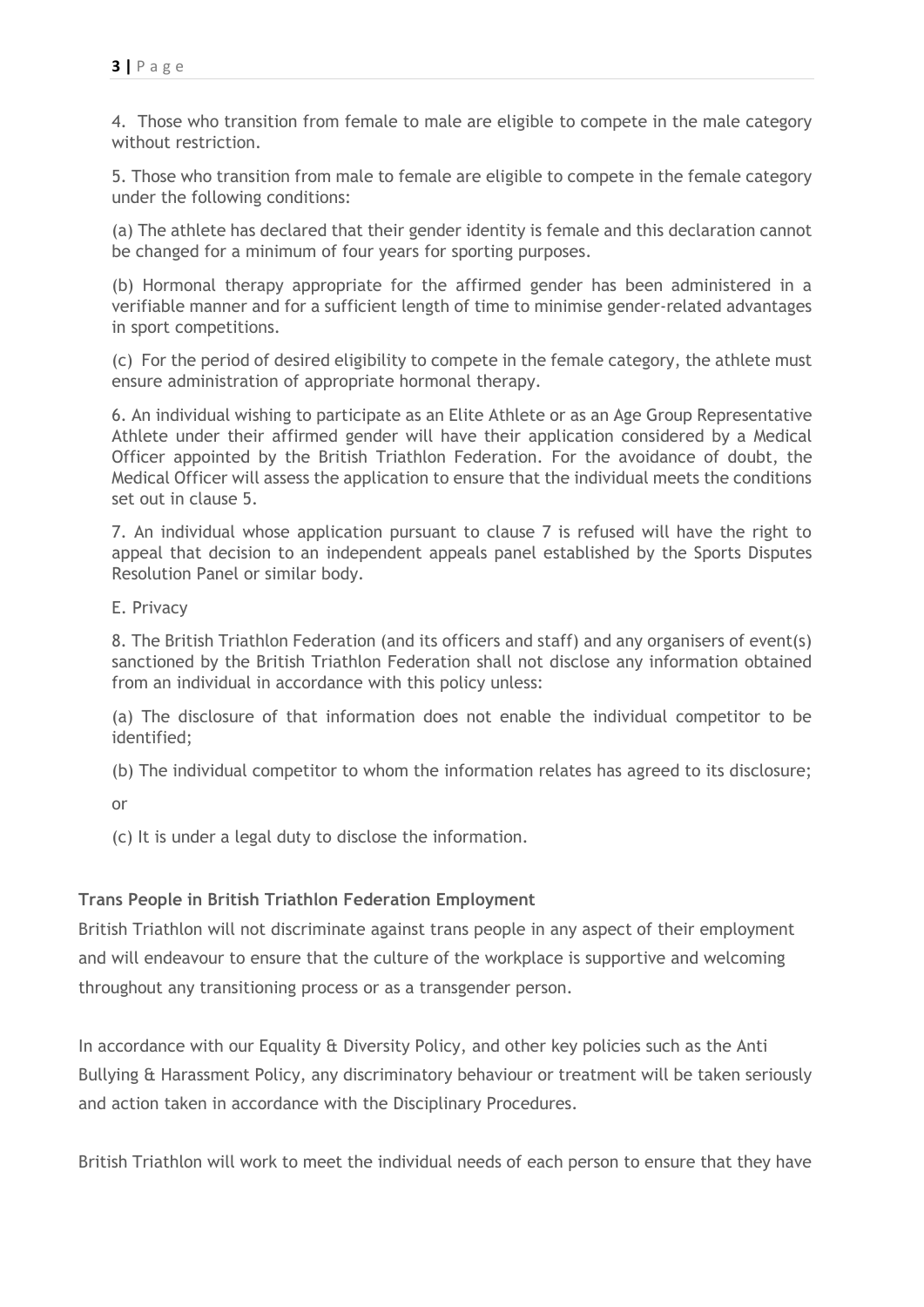4. Those who transition from female to male are eligible to compete in the male category without restriction.

5. Those who transition from male to female are eligible to compete in the female category under the following conditions:

(a) The athlete has declared that their gender identity is female and this declaration cannot be changed for a minimum of four years for sporting purposes.

(b) Hormonal therapy appropriate for the affirmed gender has been administered in a verifiable manner and for a sufficient length of time to minimise gender-related advantages in sport competitions.

(c) For the period of desired eligibility to compete in the female category, the athlete must ensure administration of appropriate hormonal therapy.

6. An individual wishing to participate as an Elite Athlete or as an Age Group Representative Athlete under their affirmed gender will have their application considered by a Medical Officer appointed by the British Triathlon Federation. For the avoidance of doubt, the Medical Officer will assess the application to ensure that the individual meets the conditions set out in clause 5.

7. An individual whose application pursuant to clause 7 is refused will have the right to appeal that decision to an independent appeals panel established by the Sports Disputes Resolution Panel or similar body.

E. Privacy

8. The British Triathlon Federation (and its officers and staff) and any organisers of event(s) sanctioned by the British Triathlon Federation shall not disclose any information obtained from an individual in accordance with this policy unless:

(a) The disclosure of that information does not enable the individual competitor to be identified;

(b) The individual competitor to whom the information relates has agreed to its disclosure;

or

(c) It is under a legal duty to disclose the information.

**Trans People in British Triathlon Federation Employment**

British Triathlon will not discriminate against trans people in any aspect of their employment and will endeavour to ensure that the culture of the workplace is supportive and welcoming throughout any transitioning process or as a transgender person.

In accordance with our Equality & Diversity Policy, and other key policies such as the Anti Bullying & Harassment Policy, any discriminatory behaviour or treatment will be taken seriously and action taken in accordance with the Disciplinary Procedures.

British Triathlon will work to meet the individual needs of each person to ensure that they have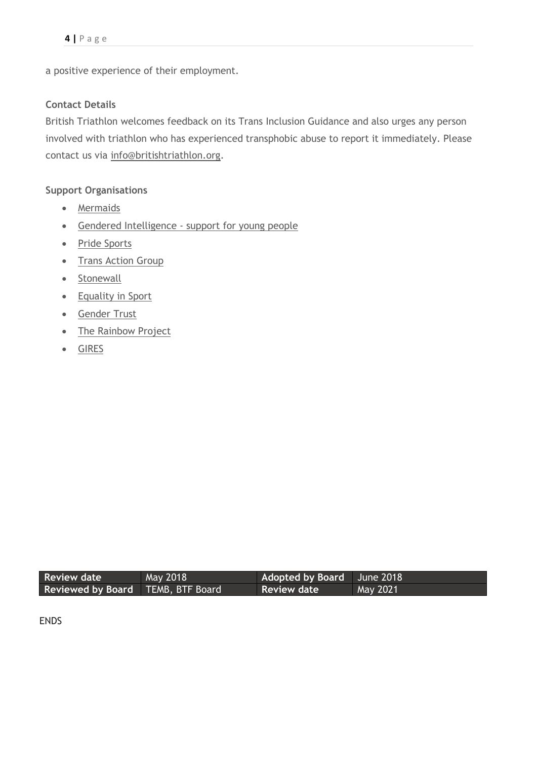a positive experience of their employment.

**Contact Details**

British Triathlon welcomes feedback on its Trans Inclusion Guidance and also urges any person involved with triathlon who has experienced transphobic abuse to report it immediately. Please contact us via info@britishtriathlon.org.

**Support Organisations**

- Mermaids
- Gendered Intelligence - support for young people
- Pride Sports
- Trans Action Group
- Stonewall
- Equality in Sport
- Gender Trust
- The Rainbow Project
- GIRES

| | | | |
|---|---|---|---|
| **Review date** | May 2018 | **Adopted by Board** | June 2018 |
| **Reviewed by Board** | TEMB, BTF Board | **Review date** | May 2021 |

ENDS